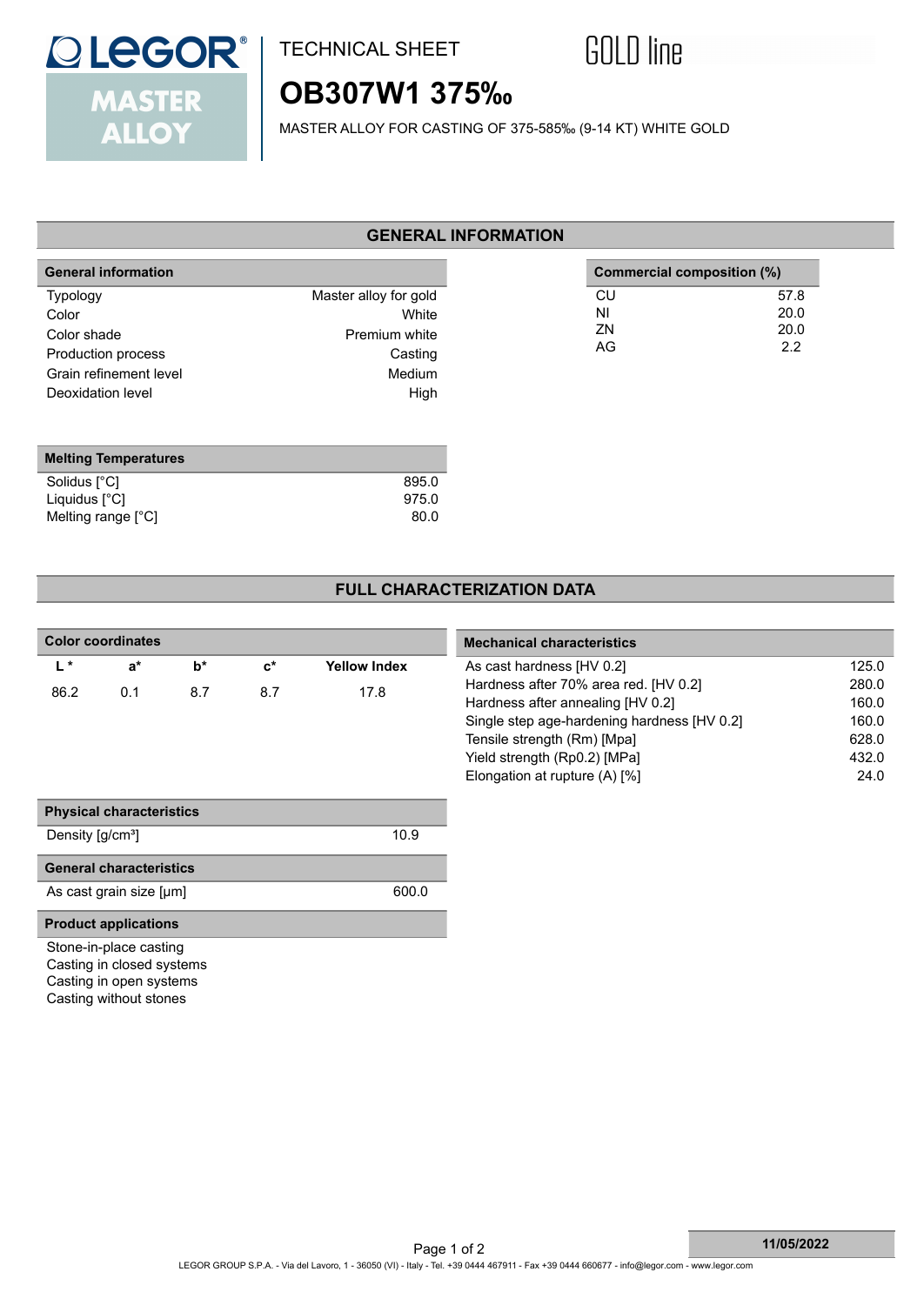LEGOR® MASTER ALLOY

TECHNICAL SHEET

GOLD line

# OB307W1 375‰

MASTER ALLOY FOR CASTING OF 375-585‰ (9-14 KT) WHITE GOLD

## GENERAL INFORMATION

| General information | |
|---|---|
| Typology | Master alloy for gold |
| Color | White |
| Color shade | Premium white |
| Production process | Casting |
| Grain refinement level | Medium |
| Deoxidation level | High |

| Commercial composition (%) | |
|---|---|
| CU | 57.8 |
| NI | 20.0 |
| ZN | 20.0 |
| AG | 2.2 |

| Melting Temperatures | |
|---|---|
| Solidus [°C] | 895.0 |
| Liquidus [°C] | 975.0 |
| Melting range [°C] | 80.0 |

## FULL CHARACTERIZATION DATA

**Color coordinates**

| L * | a* | b* | c* | Yellow Index |
|---|---|---|---|---|
| 86.2 | 0.1 | 8.7 | 8.7 | 17.8 |

| Mechanical characteristics | |
|---|---|
| As cast hardness [HV 0.2] | 125.0 |
| Hardness after 70% area red. [HV 0.2] | 280.0 |
| Hardness after annealing [HV 0.2] | 160.0 |
| Single step age-hardening hardness [HV 0.2] | 160.0 |
| Tensile strength (Rm) [Mpa] | 628.0 |
| Yield strength (Rp0.2) [MPa] | 432.0 |
| Elongation at rupture (A) [%] | 24.0 |

| Physical characteristics | |
|---|---|
| Density [g/cm³] | 10.9 |

| General characteristics | |
|---|---|
| As cast grain size [µm] | 600.0 |

**Product applications**

Stone-in-place casting
Casting in closed systems
Casting in open systems
Casting without stones

11/05/2022

LEGOR GROUP S.P.A. - Via del Lavoro, 1 - 36050 (VI) - Italy - Tel. +39 0444 467911 - Fax +39 0444 660677 - info@legor.com - www.legor.com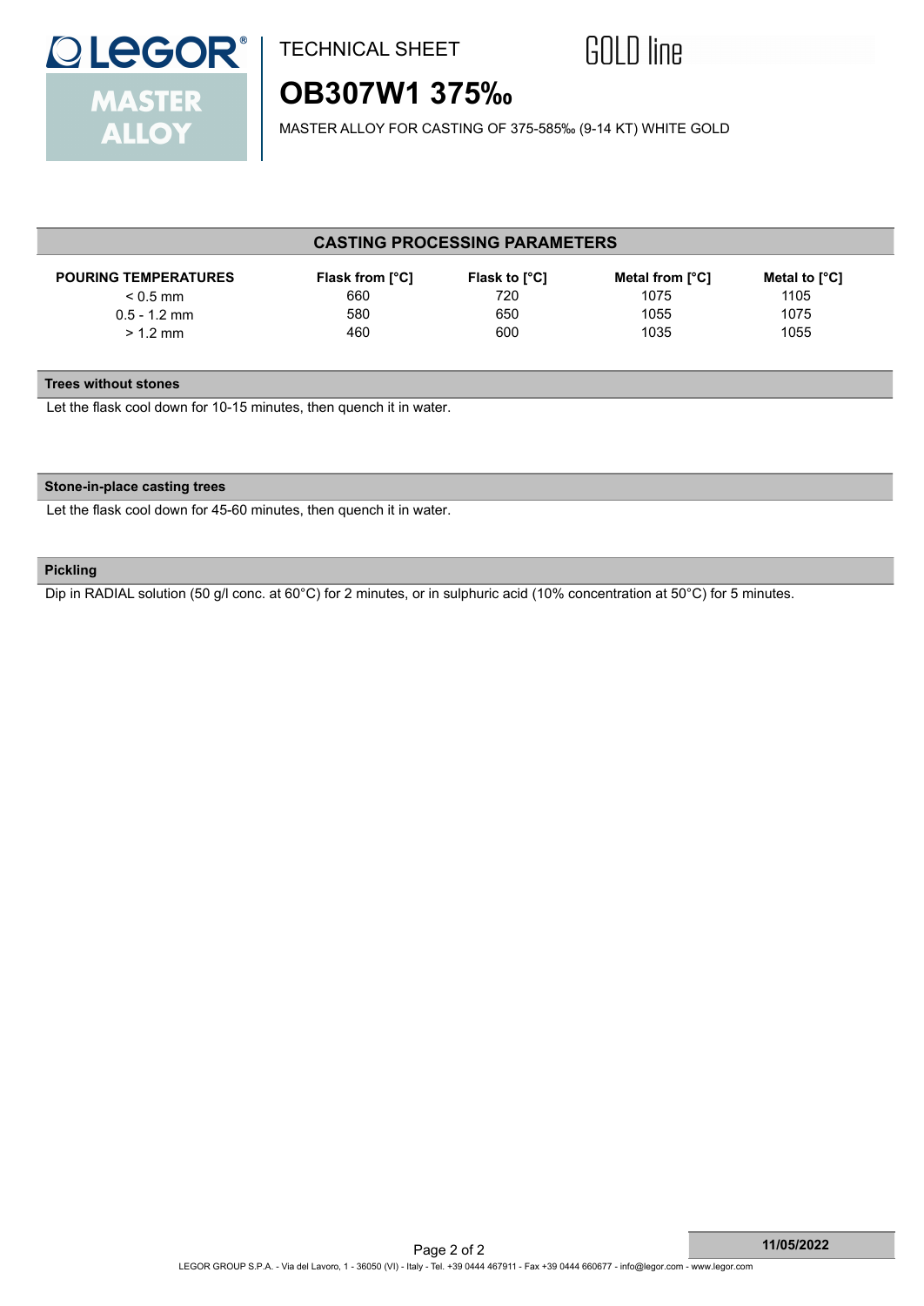TECHNICAL SHEET

GOLD line

# OB307W1 375‰

MASTER ALLOY FOR CASTING OF 375-585‰ (9-14 KT) WHITE GOLD

## CASTING PROCESSING PARAMETERS

| POURING TEMPERATURES | Flask from [°C] | Flask to [°C] | Metal from [°C] | Metal to [°C] |
|---|---|---|---|---|
| < 0.5 mm | 660 | 720 | 1075 | 1105 |
| 0.5 - 1.2 mm | 580 | 650 | 1055 | 1075 |
| > 1.2 mm | 460 | 600 | 1035 | 1055 |

### Trees without stones

Let the flask cool down for 10-15 minutes, then quench it in water.

### Stone-in-place casting trees

Let the flask cool down for 45-60 minutes, then quench it in water.

### Pickling

Dip in RADIAL solution (50 g/l conc. at 60°C) for 2 minutes, or in sulphuric acid (10% concentration at 50°C) for 5 minutes.

11/05/2022

LEGOR GROUP S.P.A. - Via del Lavoro, 1 - 36050 (VI) - Italy - Tel. +39 0444 467911 - Fax +39 0444 660677 - info@legor.com - www.legor.com